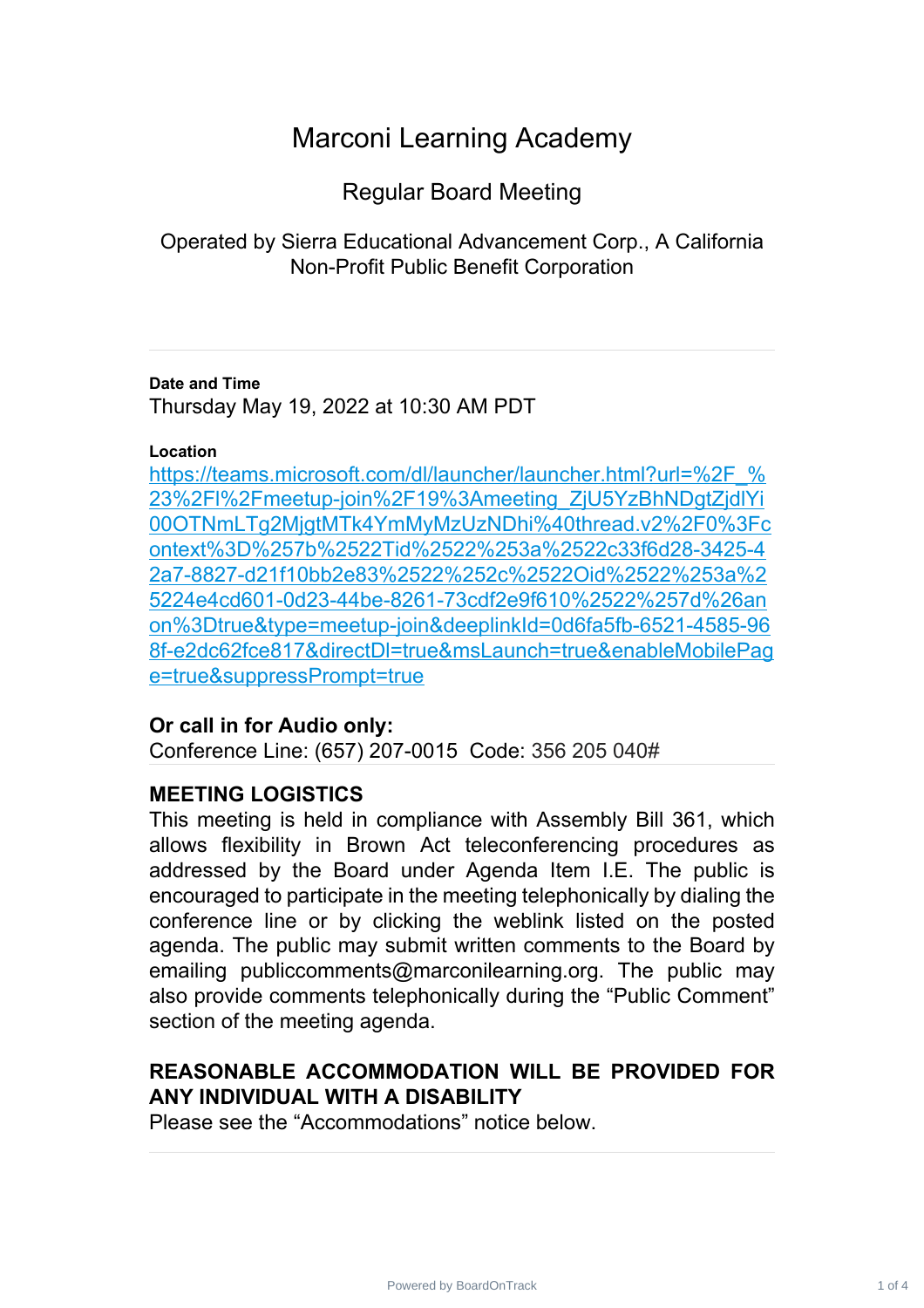# Marconi Learning Academy

## Regular Board Meeting

Operated by Sierra Educational Advancement Corp., A California Non-Profit Public Benefit Corporation

---

**Date and Time**

Thursday May 19, 2022 at 10:30 AM PDT

**Location**

https://teams.microsoft.com/dl/launcher/launcher.html?url=%2F_%23%2Fl%2Fmeetup-join%2F19%3Ameeting_ZjU5YzBhNDgtZjdlYi00OTNmLTg2MjgtMTk4YmMyMzUzNDhi%40thread.v2%2F0%3Fcontext%3D%257b%2522Tid%2522%253a%2522c33f6d28-3425-42a7-8827-d21f10bb2e83%2522%252c%2522Oid%2522%253a%25224e4cd601-0d23-44be-8261-73cdf2e9f610%2522%257d%26anon%3Dtrue&type=meetup-join&deeplinkId=0d6fa5fb-6521-4585-968f-e2dc62fce817&directDl=true&msLaunch=true&enableMobilePage=true&suppressPrompt=true

**Or call in for Audio only:**

Conference Line: (657) 207-0015 Code: 356 205 040#

---

**MEETING LOGISTICS**

This meeting is held in compliance with Assembly Bill 361, which allows flexibility in Brown Act teleconferencing procedures as addressed by the Board under Agenda Item I.E. The public is encouraged to participate in the meeting telephonically by dialing the conference line or by clicking the weblink listed on the posted agenda. The public may submit written comments to the Board by emailing publiccomments@marconilearning.org. The public may also provide comments telephonically during the "Public Comment" section of the meeting agenda.

**REASONABLE ACCOMMODATION WILL BE PROVIDED FOR ANY INDIVIDUAL WITH A DISABILITY**

Please see the "Accommodations" notice below.

---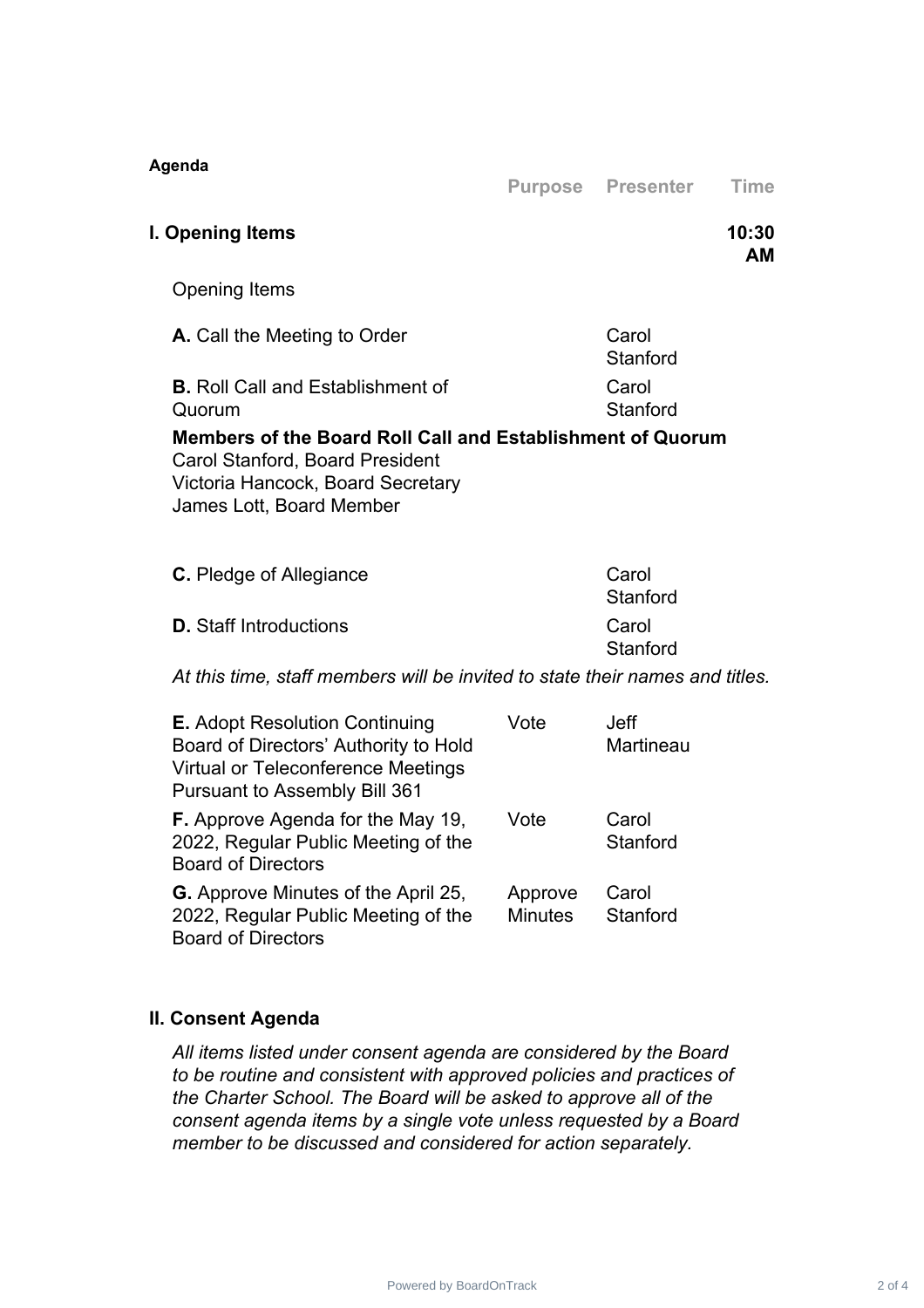**Agenda**

| | Purpose | Presenter | Time |
|---|---|---|---|
| **I. Opening Items** | | | **10:30 AM** |
| Opening Items | | | |
| **A.** Call the Meeting to Order | | Carol Stanford | |
| **B.** Roll Call and Establishment of Quorum | | Carol Stanford | |

**Members of the Board Roll Call and Establishment of Quorum**
Carol Stanford, Board President
Victoria Hancock, Board Secretary
James Lott, Board Member

| | Purpose | Presenter | Time |
|---|---|---|---|
| **C.** Pledge of Allegiance | | Carol Stanford | |
| **D.** Staff Introductions | | Carol Stanford | |

*At this time, staff members will be invited to state their names and titles.*

| | Purpose | Presenter | Time |
|---|---|---|---|
| **E.** Adopt Resolution Continuing Board of Directors' Authority to Hold Virtual or Teleconference Meetings Pursuant to Assembly Bill 361 | Vote | Jeff Martineau | |
| **F.** Approve Agenda for the May 19, 2022, Regular Public Meeting of the Board of Directors | Vote | Carol Stanford | |
| **G.** Approve Minutes of the April 25, 2022, Regular Public Meeting of the Board of Directors | Approve Minutes | Carol Stanford | |

**II. Consent Agenda**

*All items listed under consent agenda are considered by the Board to be routine and consistent with approved policies and practices of the Charter School. The Board will be asked to approve all of the consent agenda items by a single vote unless requested by a Board member to be discussed and considered for action separately.*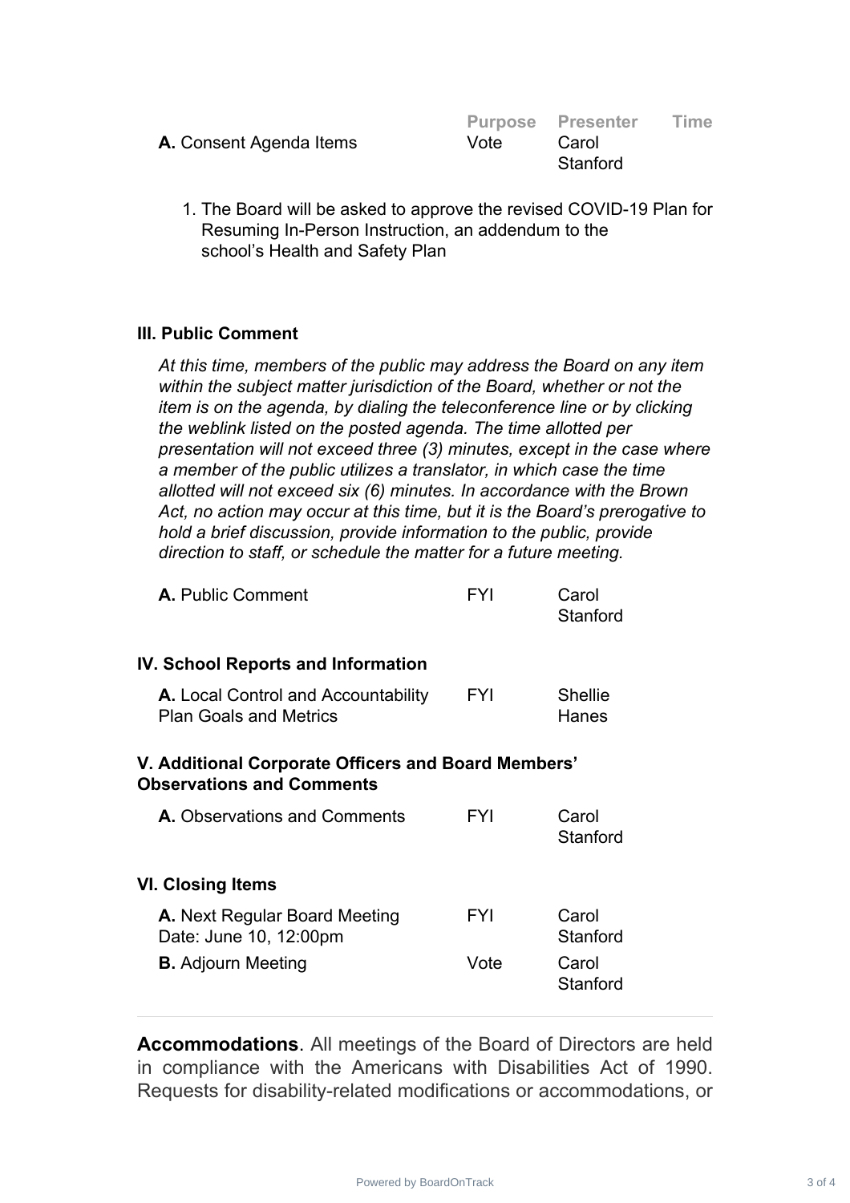| | Purpose | Presenter | Time |
|---|---|---|---|
| **A.** Consent Agenda Items | Vote | Carol Stanford | |

1. The Board will be asked to approve the revised COVID-19 Plan for Resuming In-Person Instruction, an addendum to the school's Health and Safety Plan

### III. Public Comment

*At this time, members of the public may address the Board on any item within the subject matter jurisdiction of the Board, whether or not the item is on the agenda, by dialing the teleconference line or by clicking the weblink listed on the posted agenda. The time allotted per presentation will not exceed three (3) minutes, except in the case where a member of the public utilizes a translator, in which case the time allotted will not exceed six (6) minutes. In accordance with the Brown Act, no action may occur at this time, but it is the Board's prerogative to hold a brief discussion, provide information to the public, provide direction to staff, or schedule the matter for a future meeting.*

| | | | |
|---|---|---|---|
| **A.** Public Comment | FYI | Carol Stanford | |

### IV. School Reports and Information

| | | | |
|---|---|---|---|
| **A.** Local Control and Accountability Plan Goals and Metrics | FYI | Shellie Hanes | |

### V. Additional Corporate Officers and Board Members' Observations and Comments

| | | | |
|---|---|---|---|
| **A.** Observations and Comments | FYI | Carol Stanford | |

### VI. Closing Items

| | | | |
|---|---|---|---|
| **A.** Next Regular Board Meeting<br>Date: June 10, 12:00pm | FYI | Carol Stanford | |
| **B.** Adjourn Meeting | Vote | Carol Stanford | |

---

**Accommodations**. All meetings of the Board of Directors are held in compliance with the Americans with Disabilities Act of 1990. Requests for disability-related modifications or accommodations, or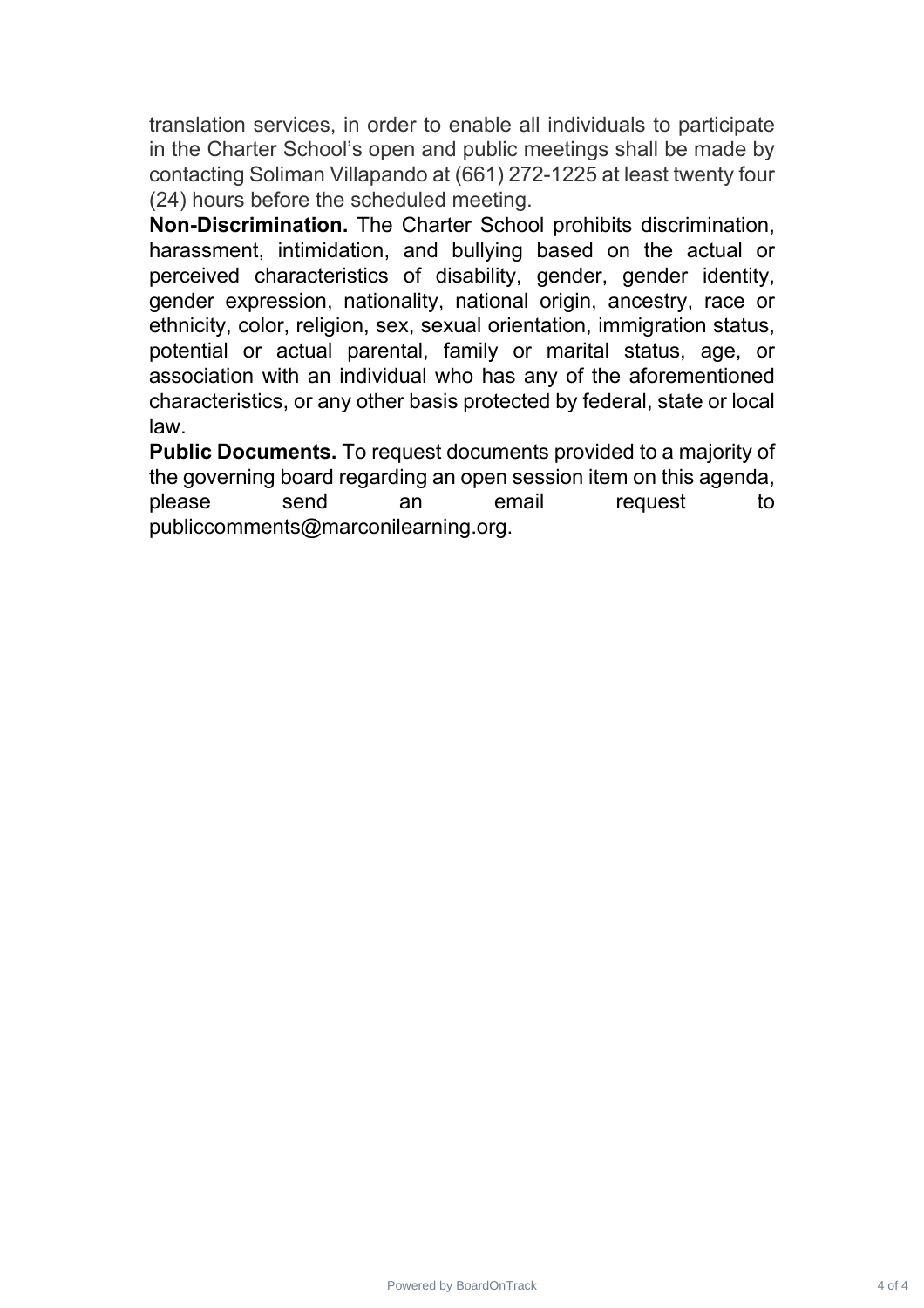translation services, in order to enable all individuals to participate in the Charter School's open and public meetings shall be made by contacting Soliman Villapando at (661) 272-1225 at least twenty four (24) hours before the scheduled meeting.

**Non-Discrimination.** The Charter School prohibits discrimination, harassment, intimidation, and bullying based on the actual or perceived characteristics of disability, gender, gender identity, gender expression, nationality, national origin, ancestry, race or ethnicity, color, religion, sex, sexual orientation, immigration status, potential or actual parental, family or marital status, age, or association with an individual who has any of the aforementioned characteristics, or any other basis protected by federal, state or local law.

**Public Documents.** To request documents provided to a majority of the governing board regarding an open session item on this agenda, please send an email request to publiccomments@marconilearning.org.